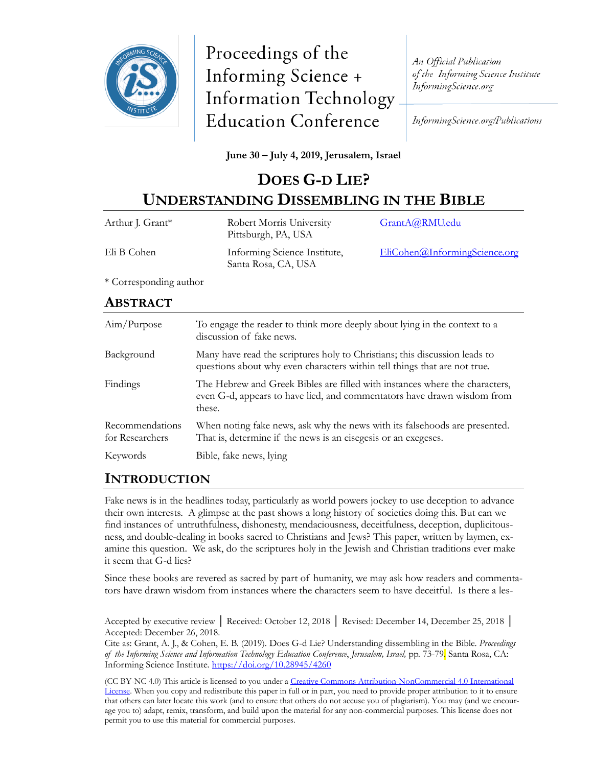Proceedings of the Informing Science + Information Technology Education Conference

*An Official Publication of the Informing Science Institute InformingScience.org*

*InformingScience.org/Publications*

**June 30 – July 4, 2019, Jerusalem, Israel**

# DOES G-D LIE? UNDERSTANDING DISSEMBLING IN THE BIBLE

| | | |
|---|---|---|
| Arthur J. Grant* | Robert Morris University Pittsburgh, PA, USA | GrantA@RMU.edu |
| Eli B Cohen | Informing Science Institute, Santa Rosa, CA, USA | EliCohen@InformingScience.org |

\* Corresponding author

## ABSTRACT

| | |
|---|---|
| Aim/Purpose | To engage the reader to think more deeply about lying in the context to a discussion of fake news. |
| Background | Many have read the scriptures holy to Christians; this discussion leads to questions about why even characters within tell things that are not true. |
| Findings | The Hebrew and Greek Bibles are filled with instances where the characters, even G-d, appears to have lied, and commentators have drawn wisdom from these. |
| Recommendations for Researchers | When noting fake news, ask why the news with its falsehoods are presented. That is, determine if the news is an eisegesis or an exegeses. |
| Keywords | Bible, fake news, lying |

## INTRODUCTION

Fake news is in the headlines today, particularly as world powers jockey to use deception to advance their own interests. A glimpse at the past shows a long history of societies doing this. But can we find instances of untruthfulness, dishonesty, mendaciousness, deceitfulness, deception, duplicitousness, and double-dealing in books sacred to Christians and Jews? This paper, written by laymen, examine this question. We ask, do the scriptures holy in the Jewish and Christian traditions ever make it seem that G-d lies?

Since these books are revered as sacred by part of humanity, we may ask how readers and commentators have drawn wisdom from instances where the characters seem to have deceitful. Is there a les-

Accepted by executive review | Received: October 12, 2018 | Revised: December 14, December 25, 2018 | Accepted: December 26, 2018.

Cite as: Grant, A. J., & Cohen, E. B. (2019). Does G-d Lie? Understanding dissembling in the Bible. *Proceedings of the Informing Science and Information Technology Education Conference, Jerusalem, Israel,* pp. 73-79. Santa Rosa, CA: Informing Science Institute. https://doi.org/10.28945/4260

(CC BY-NC 4.0) This article is licensed to you under a Creative Commons Attribution-NonCommercial 4.0 International License. When you copy and redistribute this paper in full or in part, you need to provide proper attribution to it to ensure that others can later locate this work (and to ensure that others do not accuse you of plagiarism). You may (and we encourage you to) adapt, remix, transform, and build upon the material for any non-commercial purposes. This license does not permit you to use this material for commercial purposes.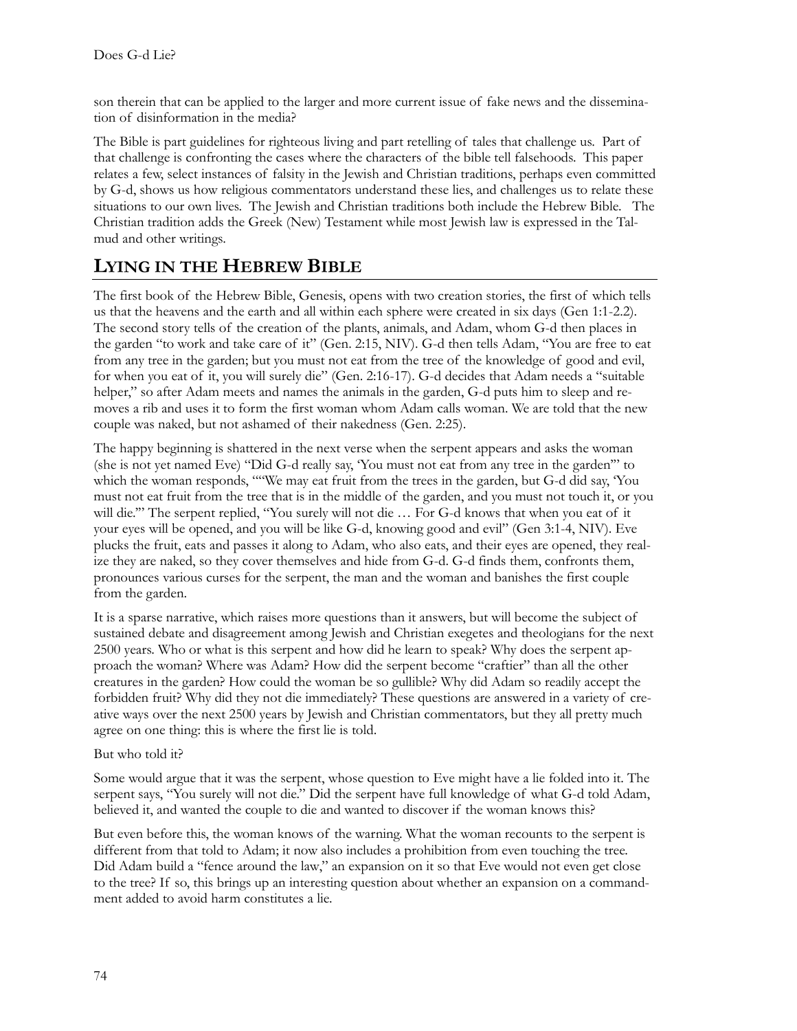son therein that can be applied to the larger and more current issue of fake news and the dissemination of disinformation in the media?

The Bible is part guidelines for righteous living and part retelling of tales that challenge us. Part of that challenge is confronting the cases where the characters of the bible tell falsehoods. This paper relates a few, select instances of falsity in the Jewish and Christian traditions, perhaps even committed by G-d, shows us how religious commentators understand these lies, and challenges us to relate these situations to our own lives. The Jewish and Christian traditions both include the Hebrew Bible. The Christian tradition adds the Greek (New) Testament while most Jewish law is expressed in the Talmud and other writings.

## LYING IN THE HEBREW BIBLE

The first book of the Hebrew Bible, Genesis, opens with two creation stories, the first of which tells us that the heavens and the earth and all within each sphere were created in six days (Gen 1:1-2.2). The second story tells of the creation of the plants, animals, and Adam, whom G-d then places in the garden "to work and take care of it" (Gen. 2:15, NIV). G-d then tells Adam, "You are free to eat from any tree in the garden; but you must not eat from the tree of the knowledge of good and evil, for when you eat of it, you will surely die" (Gen. 2:16-17). G-d decides that Adam needs a "suitable helper," so after Adam meets and names the animals in the garden, G-d puts him to sleep and removes a rib and uses it to form the first woman whom Adam calls woman. We are told that the new couple was naked, but not ashamed of their nakedness (Gen. 2:25).

The happy beginning is shattered in the next verse when the serpent appears and asks the woman (she is not yet named Eve) "Did G-d really say, 'You must not eat from any tree in the garden'" to which the woman responds, ""We may eat fruit from the trees in the garden, but G-d did say, 'You must not eat fruit from the tree that is in the middle of the garden, and you must not touch it, or you will die.'" The serpent replied, "You surely will not die … For G-d knows that when you eat of it your eyes will be opened, and you will be like G-d, knowing good and evil" (Gen 3:1-4, NIV). Eve plucks the fruit, eats and passes it along to Adam, who also eats, and their eyes are opened, they realize they are naked, so they cover themselves and hide from G-d. G-d finds them, confronts them, pronounces various curses for the serpent, the man and the woman and banishes the first couple from the garden.

It is a sparse narrative, which raises more questions than it answers, but will become the subject of sustained debate and disagreement among Jewish and Christian exegetes and theologians for the next 2500 years. Who or what is this serpent and how did he learn to speak? Why does the serpent approach the woman? Where was Adam? How did the serpent become "craftier" than all the other creatures in the garden? How could the woman be so gullible? Why did Adam so readily accept the forbidden fruit? Why did they not die immediately? These questions are answered in a variety of creative ways over the next 2500 years by Jewish and Christian commentators, but they all pretty much agree on one thing: this is where the first lie is told.

But who told it?

Some would argue that it was the serpent, whose question to Eve might have a lie folded into it. The serpent says, "You surely will not die." Did the serpent have full knowledge of what G-d told Adam, believed it, and wanted the couple to die and wanted to discover if the woman knows this?

But even before this, the woman knows of the warning. What the woman recounts to the serpent is different from that told to Adam; it now also includes a prohibition from even touching the tree. Did Adam build a "fence around the law," an expansion on it so that Eve would not even get close to the tree? If so, this brings up an interesting question about whether an expansion on a commandment added to avoid harm constitutes a lie.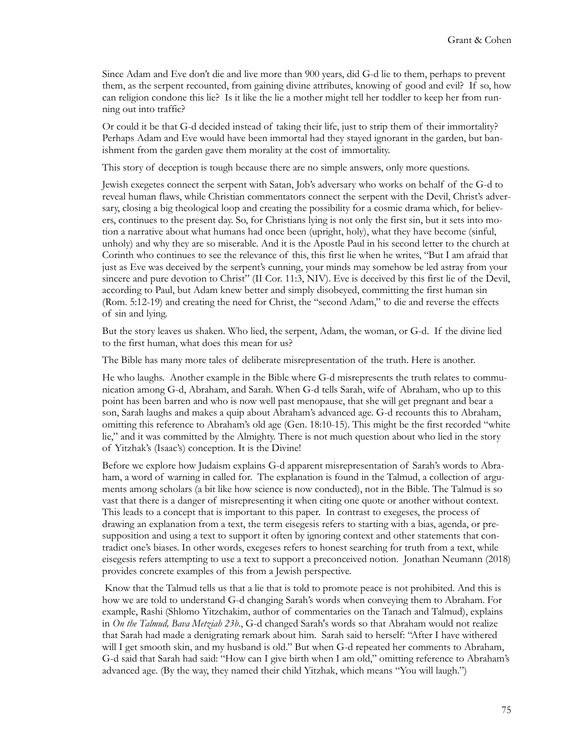Since Adam and Eve don't die and live more than 900 years, did G-d lie to them, perhaps to prevent them, as the serpent recounted, from gaining divine attributes, knowing of good and evil? If so, how can religion condone this lie? Is it like the lie a mother might tell her toddler to keep her from running out into traffic?

Or could it be that G-d decided instead of taking their life, just to strip them of their immortality? Perhaps Adam and Eve would have been immortal had they stayed ignorant in the garden, but banishment from the garden gave them morality at the cost of immortality.

This story of deception is tough because there are no simple answers, only more questions.

Jewish exegetes connect the serpent with Satan, Job's adversary who works on behalf of the G-d to reveal human flaws, while Christian commentators connect the serpent with the Devil, Christ's adversary, closing a big theological loop and creating the possibility for a cosmic drama which, for believers, continues to the present day. So, for Christians lying is not only the first sin, but it sets into motion a narrative about what humans had once been (upright, holy), what they have become (sinful, unholy) and why they are so miserable. And it is the Apostle Paul in his second letter to the church at Corinth who continues to see the relevance of this, this first lie when he writes, "But I am afraid that just as Eve was deceived by the serpent's cunning, your minds may somehow be led astray from your sincere and pure devotion to Christ" (II Cor. 11:3, NIV). Eve is deceived by this first lie of the Devil, according to Paul, but Adam knew better and simply disobeyed, committing the first human sin (Rom. 5:12-19) and creating the need for Christ, the "second Adam," to die and reverse the effects of sin and lying.

But the story leaves us shaken. Who lied, the serpent, Adam, the woman, or G-d. If the divine lied to the first human, what does this mean for us?

The Bible has many more tales of deliberate misrepresentation of the truth. Here is another.

He who laughs. Another example in the Bible where G-d misrepresents the truth relates to communication among G-d, Abraham, and Sarah. When G-d tells Sarah, wife of Abraham, who up to this point has been barren and who is now well past menopause, that she will get pregnant and bear a son, Sarah laughs and makes a quip about Abraham's advanced age. G-d recounts this to Abraham, omitting this reference to Abraham's old age (Gen. 18:10-15). This might be the first recorded "white lie," and it was committed by the Almighty. There is not much question about who lied in the story of Yitzhak's (Isaac's) conception. It is the Divine!

Before we explore how Judaism explains G-d apparent misrepresentation of Sarah's words to Abraham, a word of warning in called for. The explanation is found in the Talmud, a collection of arguments among scholars (a bit like how science is now conducted), not in the Bible. The Talmud is so vast that there is a danger of misrepresenting it when citing one quote or another without context. This leads to a concept that is important to this paper. In contrast to exegeses, the process of drawing an explanation from a text, the term eisegesis refers to starting with a bias, agenda, or presupposition and using a text to support it often by ignoring context and other statements that contradict one's biases. In other words, exegeses refers to honest searching for truth from a text, while eisegesis refers attempting to use a text to support a preconceived notion. Jonathan Neumann (2018) provides concrete examples of this from a Jewish perspective.

Know that the Talmud tells us that a lie that is told to promote peace is not prohibited. And this is how we are told to understand G-d changing Sarah's words when conveying them to Abraham. For example, Rashi (Shlomo Yitzchakim, author of commentaries on the Tanach and Talmud), explains in *On the Talmud, Bava Metziah 23b.*, G-d changed Sarah's words so that Abraham would not realize that Sarah had made a denigrating remark about him. Sarah said to herself: "After I have withered will I get smooth skin, and my husband is old." But when G-d repeated her comments to Abraham, G-d said that Sarah had said: "How can I give birth when I am old," omitting reference to Abraham's advanced age. (By the way, they named their child Yitzhak, which means "You will laugh.")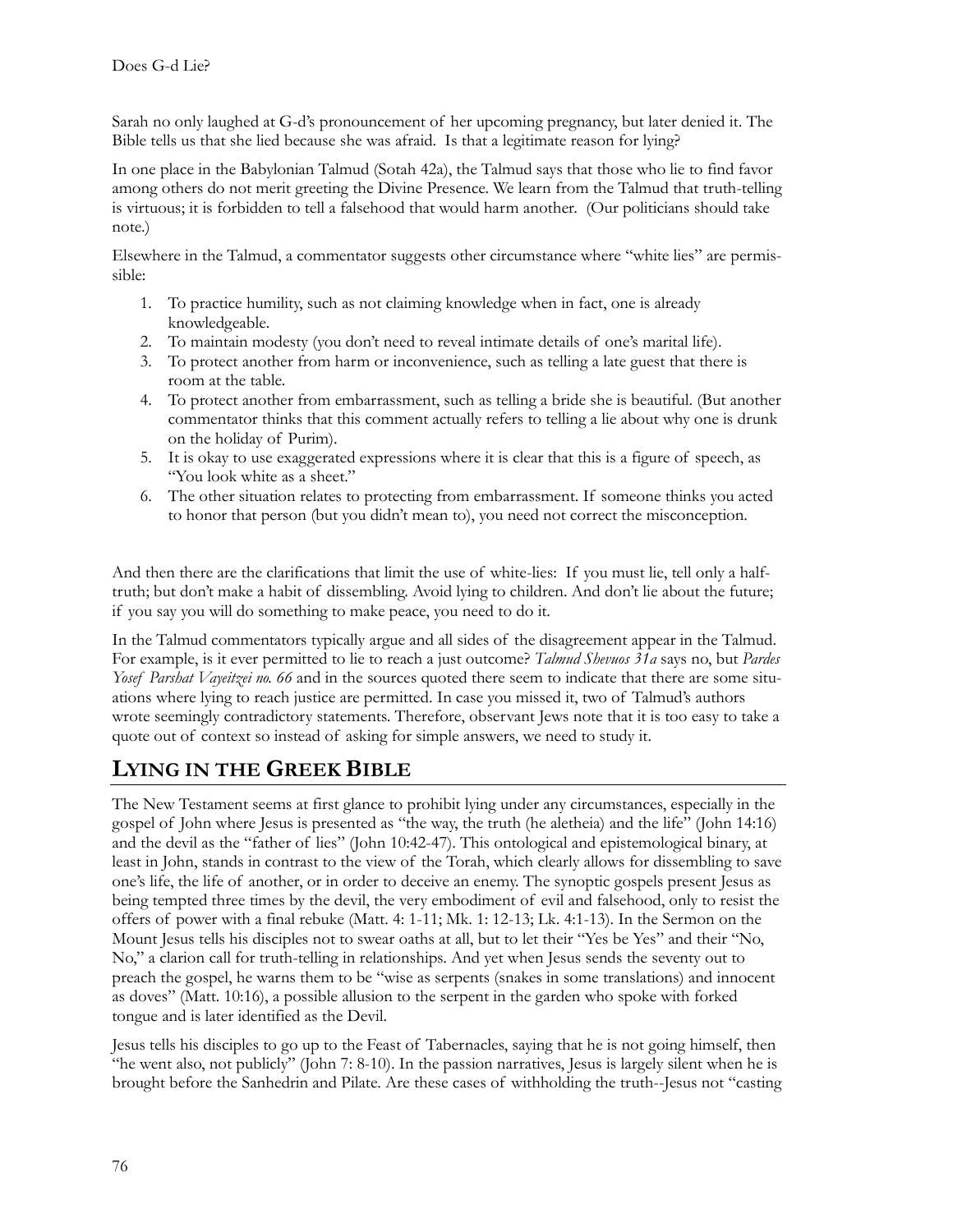Sarah no only laughed at G-d's pronouncement of her upcoming pregnancy, but later denied it. The Bible tells us that she lied because she was afraid. Is that a legitimate reason for lying?

In one place in the Babylonian Talmud (Sotah 42a), the Talmud says that those who lie to find favor among others do not merit greeting the Divine Presence. We learn from the Talmud that truth-telling is virtuous; it is forbidden to tell a falsehood that would harm another. (Our politicians should take note.)

Elsewhere in the Talmud, a commentator suggests other circumstance where "white lies" are permissible:

1. To practice humility, such as not claiming knowledge when in fact, one is already knowledgeable.
2. To maintain modesty (you don't need to reveal intimate details of one's marital life).
3. To protect another from harm or inconvenience, such as telling a late guest that there is room at the table.
4. To protect another from embarrassment, such as telling a bride she is beautiful. (But another commentator thinks that this comment actually refers to telling a lie about why one is drunk on the holiday of Purim).
5. It is okay to use exaggerated expressions where it is clear that this is a figure of speech, as "You look white as a sheet."
6. The other situation relates to protecting from embarrassment. If someone thinks you acted to honor that person (but you didn't mean to), you need not correct the misconception.

And then there are the clarifications that limit the use of white-lies: If you must lie, tell only a half-truth; but don't make a habit of dissembling. Avoid lying to children. And don't lie about the future; if you say you will do something to make peace, you need to do it.

In the Talmud commentators typically argue and all sides of the disagreement appear in the Talmud. For example, is it ever permitted to lie to reach a just outcome? *Talmud Shevuos 31a* says no, but *Pardes Yosef Parshat Vayeitzei no. 66* and in the sources quoted there seem to indicate that there are some situations where lying to reach justice are permitted. In case you missed it, two of Talmud's authors wrote seemingly contradictory statements. Therefore, observant Jews note that it is too easy to take a quote out of context so instead of asking for simple answers, we need to study it.

## LYING IN THE GREEK BIBLE

The New Testament seems at first glance to prohibit lying under any circumstances, especially in the gospel of John where Jesus is presented as "the way, the truth (he aletheia) and the life" (John 14:16) and the devil as the "father of lies" (John 10:42-47). This ontological and epistemological binary, at least in John, stands in contrast to the view of the Torah, which clearly allows for dissembling to save one's life, the life of another, or in order to deceive an enemy. The synoptic gospels present Jesus as being tempted three times by the devil, the very embodiment of evil and falsehood, only to resist the offers of power with a final rebuke (Matt. 4: 1-11; Mk. 1: 12-13; Lk. 4:1-13). In the Sermon on the Mount Jesus tells his disciples not to swear oaths at all, but to let their "Yes be Yes" and their "No, No," a clarion call for truth-telling in relationships. And yet when Jesus sends the seventy out to preach the gospel, he warns them to be "wise as serpents (snakes in some translations) and innocent as doves" (Matt. 10:16), a possible allusion to the serpent in the garden who spoke with forked tongue and is later identified as the Devil.

Jesus tells his disciples to go up to the Feast of Tabernacles, saying that he is not going himself, then "he went also, not publicly" (John 7: 8-10). In the passion narratives, Jesus is largely silent when he is brought before the Sanhedrin and Pilate. Are these cases of withholding the truth--Jesus not "casting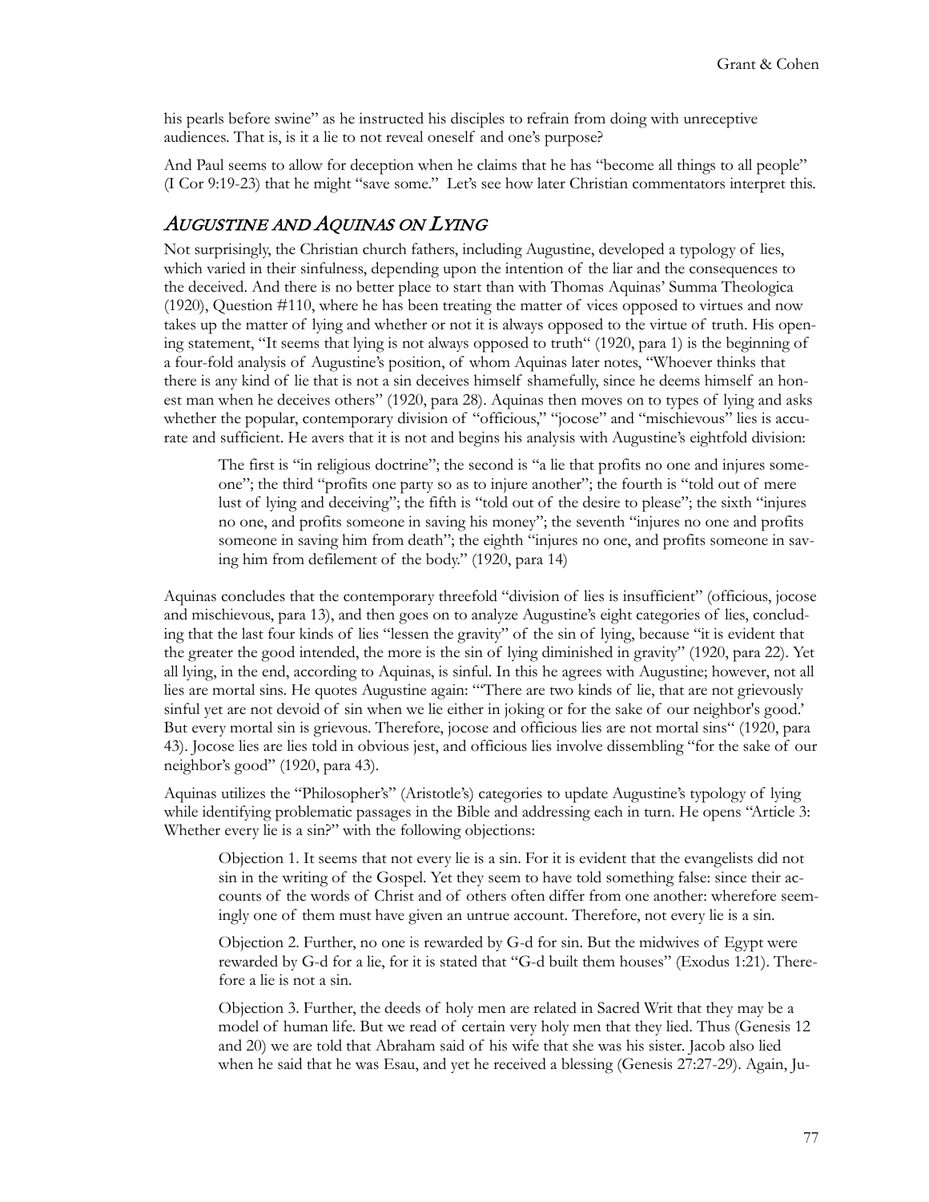his pearls before swine" as he instructed his disciples to refrain from doing with unreceptive audiences. That is, is it a lie to not reveal oneself and one's purpose?

And Paul seems to allow for deception when he claims that he has "become all things to all people" (I Cor 9:19-23) that he might "save some." Let's see how later Christian commentators interpret this.

## *Augustine and Aquinas on Lying*

Not surprisingly, the Christian church fathers, including Augustine, developed a typology of lies, which varied in their sinfulness, depending upon the intention of the liar and the consequences to the deceived. And there is no better place to start than with Thomas Aquinas' Summa Theologica (1920), Question #110, where he has been treating the matter of vices opposed to virtues and now takes up the matter of lying and whether or not it is always opposed to the virtue of truth. His opening statement, "It seems that lying is not always opposed to truth" (1920, para 1) is the beginning of a four-fold analysis of Augustine's position, of whom Aquinas later notes, "Whoever thinks that there is any kind of lie that is not a sin deceives himself shamefully, since he deems himself an honest man when he deceives others" (1920, para 28). Aquinas then moves on to types of lying and asks whether the popular, contemporary division of "officious," "jocose" and "mischievous" lies is accurate and sufficient. He avers that it is not and begins his analysis with Augustine's eightfold division:

> The first is "in religious doctrine"; the second is "a lie that profits no one and injures someone"; the third "profits one party so as to injure another"; the fourth is "told out of mere lust of lying and deceiving"; the fifth is "told out of the desire to please"; the sixth "injures no one, and profits someone in saving his money"; the seventh "injures no one and profits someone in saving him from death"; the eighth "injures no one, and profits someone in saving him from defilement of the body." (1920, para 14)

Aquinas concludes that the contemporary threefold "division of lies is insufficient" (officious, jocose and mischievous, para 13), and then goes on to analyze Augustine's eight categories of lies, concluding that the last four kinds of lies "lessen the gravity" of the sin of lying, because "it is evident that the greater the good intended, the more is the sin of lying diminished in gravity" (1920, para 22). Yet all lying, in the end, according to Aquinas, is sinful. In this he agrees with Augustine; however, not all lies are mortal sins. He quotes Augustine again: "'There are two kinds of lie, that are not grievously sinful yet are not devoid of sin when we lie either in joking or for the sake of our neighbor's good.' But every mortal sin is grievous. Therefore, jocose and officious lies are not mortal sins" (1920, para 43). Jocose lies are lies told in obvious jest, and officious lies involve dissembling "for the sake of our neighbor's good" (1920, para 43).

Aquinas utilizes the "Philosopher's" (Aristotle's) categories to update Augustine's typology of lying while identifying problematic passages in the Bible and addressing each in turn. He opens "Article 3: Whether every lie is a sin?" with the following objections:

> Objection 1. It seems that not every lie is a sin. For it is evident that the evangelists did not sin in the writing of the Gospel. Yet they seem to have told something false: since their accounts of the words of Christ and of others often differ from one another: wherefore seemingly one of them must have given an untrue account. Therefore, not every lie is a sin.
>
> Objection 2. Further, no one is rewarded by G-d for sin. But the midwives of Egypt were rewarded by G-d for a lie, for it is stated that "G-d built them houses" (Exodus 1:21). Therefore a lie is not a sin.
>
> Objection 3. Further, the deeds of holy men are related in Sacred Writ that they may be a model of human life. But we read of certain very holy men that they lied. Thus (Genesis 12 and 20) we are told that Abraham said of his wife that she was his sister. Jacob also lied when he said that he was Esau, and yet he received a blessing (Genesis 27:27-29). Again, Ju-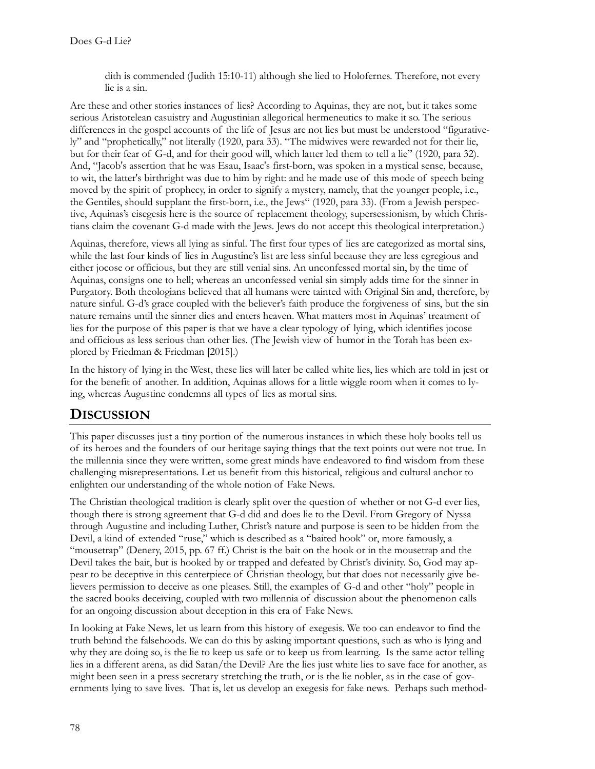dith is commended (Judith 15:10-11) although she lied to Holofernes. Therefore, not every lie is a sin.

Are these and other stories instances of lies? According to Aquinas, they are not, but it takes some serious Aristotelean casuistry and Augustinian allegorical hermeneutics to make it so. The serious differences in the gospel accounts of the life of Jesus are not lies but must be understood "figuratively" and "prophetically," not literally (1920, para 33). "The midwives were rewarded not for their lie, but for their fear of G-d, and for their good will, which latter led them to tell a lie" (1920, para 32). And, "Jacob's assertion that he was Esau, Isaac's first-born, was spoken in a mystical sense, because, to wit, the latter's birthright was due to him by right: and he made use of this mode of speech being moved by the spirit of prophecy, in order to signify a mystery, namely, that the younger people, i.e., the Gentiles, should supplant the first-born, i.e., the Jews" (1920, para 33). (From a Jewish perspective, Aquinas's eisegesis here is the source of replacement theology, supersessionism, by which Christians claim the covenant G-d made with the Jews. Jews do not accept this theological interpretation.)

Aquinas, therefore, views all lying as sinful. The first four types of lies are categorized as mortal sins, while the last four kinds of lies in Augustine's list are less sinful because they are less egregious and either jocose or officious, but they are still venial sins. An unconfessed mortal sin, by the time of Aquinas, consigns one to hell; whereas an unconfessed venial sin simply adds time for the sinner in Purgatory. Both theologians believed that all humans were tainted with Original Sin and, therefore, by nature sinful. G-d's grace coupled with the believer's faith produce the forgiveness of sins, but the sin nature remains until the sinner dies and enters heaven. What matters most in Aquinas' treatment of lies for the purpose of this paper is that we have a clear typology of lying, which identifies jocose and officious as less serious than other lies. (The Jewish view of humor in the Torah has been explored by Friedman & Friedman [2015].)

In the history of lying in the West, these lies will later be called white lies, lies which are told in jest or for the benefit of another. In addition, Aquinas allows for a little wiggle room when it comes to lying, whereas Augustine condemns all types of lies as mortal sins.

## DISCUSSION

This paper discusses just a tiny portion of the numerous instances in which these holy books tell us of its heroes and the founders of our heritage saying things that the text points out were not true. In the millennia since they were written, some great minds have endeavored to find wisdom from these challenging misrepresentations. Let us benefit from this historical, religious and cultural anchor to enlighten our understanding of the whole notion of Fake News.

The Christian theological tradition is clearly split over the question of whether or not G-d ever lies, though there is strong agreement that G-d did and does lie to the Devil. From Gregory of Nyssa through Augustine and including Luther, Christ's nature and purpose is seen to be hidden from the Devil, a kind of extended "ruse," which is described as a "baited hook" or, more famously, a "mousetrap" (Denery, 2015, pp. 67 ff.) Christ is the bait on the hook or in the mousetrap and the Devil takes the bait, but is hooked by or trapped and defeated by Christ's divinity. So, God may appear to be deceptive in this centerpiece of Christian theology, but that does not necessarily give believers permission to deceive as one pleases. Still, the examples of G-d and other "holy" people in the sacred books deceiving, coupled with two millennia of discussion about the phenomenon calls for an ongoing discussion about deception in this era of Fake News.

In looking at Fake News, let us learn from this history of exegesis. We too can endeavor to find the truth behind the falsehoods. We can do this by asking important questions, such as who is lying and why they are doing so, is the lie to keep us safe or to keep us from learning. Is the same actor telling lies in a different arena, as did Satan/the Devil? Are the lies just white lies to save face for another, as might been seen in a press secretary stretching the truth, or is the lie nobler, as in the case of governments lying to save lives. That is, let us develop an exegesis for fake news. Perhaps such method-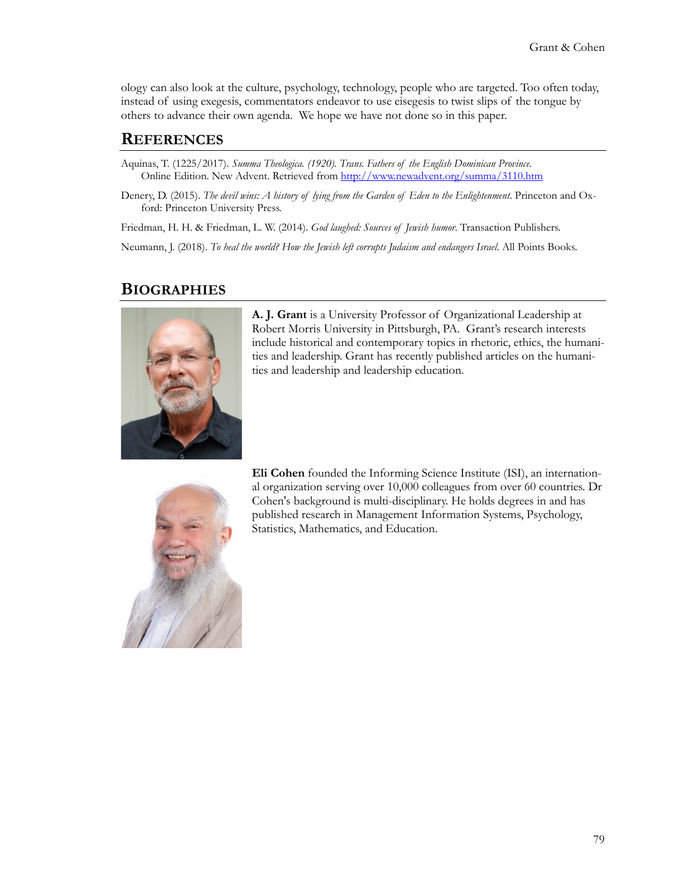ology can also look at the culture, psychology, technology, people who are targeted. Too often today, instead of using exegesis, commentators endeavor to use eisegesis to twist slips of the tongue by others to advance their own agenda. We hope we have not done so in this paper.

## REFERENCES

Aquinas, T. (1225/2017). *Summa Theologica. (1920). Trans. Fathers of the English Dominican Province.* Online Edition. New Advent. Retrieved from http://www.newadvent.org/summa/3110.htm

Denery, D. (2015). *The devil wins: A history of lying from the Garden of Eden to the Enlightenment*. Princeton and Oxford: Princeton University Press.

Friedman, H. H. & Friedman, L. W. (2014). *God laughed: Sources of Jewish humor*. Transaction Publishers.

Neumann, J. (2018). *To heal the world? How the Jewish left corrupts Judaism and endangers Israel*. All Points Books.

## BIOGRAPHIES

**A. J. Grant** is a University Professor of Organizational Leadership at Robert Morris University in Pittsburgh, PA. Grant's research interests include historical and contemporary topics in rhetoric, ethics, the humanities and leadership. Grant has recently published articles on the humanities and leadership and leadership education.

**Eli Cohen** founded the Informing Science Institute (ISI), an international organization serving over 10,000 colleagues from over 60 countries. Dr Cohen's background is multi-disciplinary. He holds degrees in and has published research in Management Information Systems, Psychology, Statistics, Mathematics, and Education.